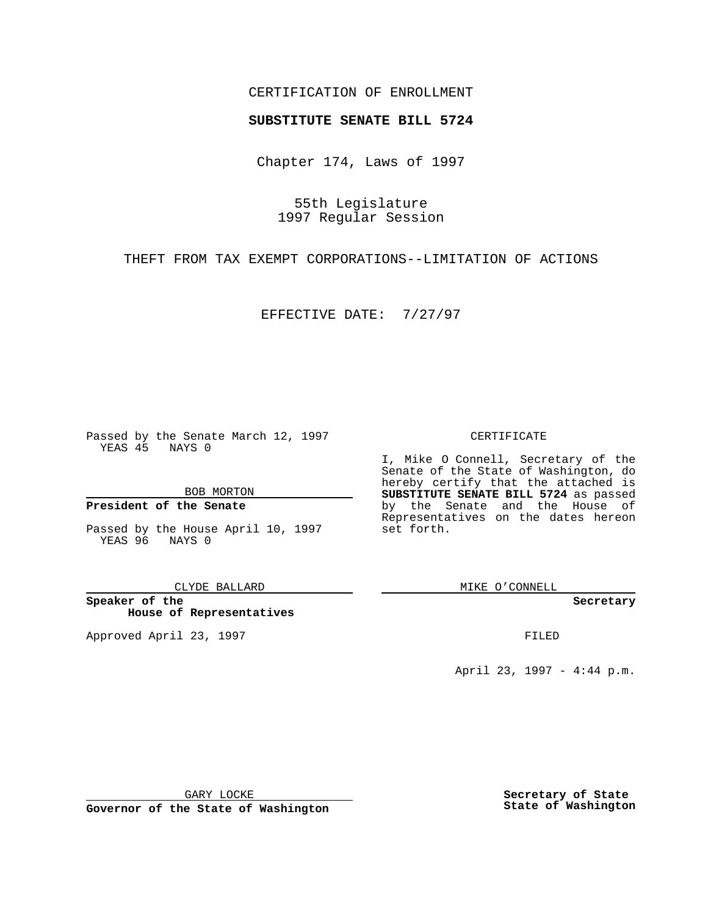CERTIFICATION OF ENROLLMENT

**SUBSTITUTE SENATE BILL 5724**

Chapter 174, Laws of 1997

55th Legislature
1997 Regular Session

THEFT FROM TAX EXEMPT CORPORATIONS--LIMITATION OF ACTIONS

EFFECTIVE DATE: 7/27/97

Passed by the Senate March 12, 1997
YEAS 45 NAYS 0

BOB MORTON

**President of the Senate**

Passed by the House April 10, 1997
YEAS 96 NAYS 0

CLYDE BALLARD

**Speaker of the House of Representatives**

Approved April 23, 1997

GARY LOCKE

**Governor of the State of Washington**

CERTIFICATE

I, Mike O Connell, Secretary of the Senate of the State of Washington, do hereby certify that the attached is **SUBSTITUTE SENATE BILL 5724** as passed by the Senate and the House of Representatives on the dates hereon set forth.

MIKE O'CONNELL

**Secretary**

FILED

April 23, 1997 - 4:44 p.m.

**Secretary of State**
**State of Washington**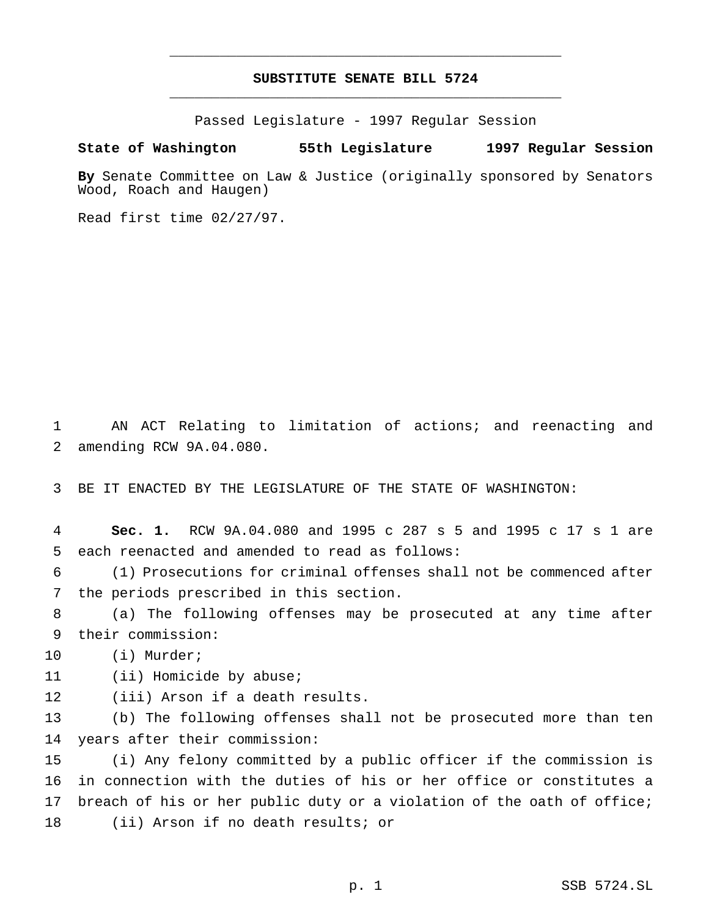# SUBSTITUTE SENATE BILL 5724

Passed Legislature - 1997 Regular Session

**State of Washington 55th Legislature 1997 Regular Session**

**By** Senate Committee on Law & Justice (originally sponsored by Senators Wood, Roach and Haugen)

Read first time 02/27/97.

AN ACT Relating to limitation of actions; and reenacting and amending RCW 9A.04.080.

BE IT ENACTED BY THE LEGISLATURE OF THE STATE OF WASHINGTON:

**Sec. 1.** RCW 9A.04.080 and 1995 c 287 s 5 and 1995 c 17 s 1 are each reenacted and amended to read as follows:

(1) Prosecutions for criminal offenses shall not be commenced after the periods prescribed in this section.

(a) The following offenses may be prosecuted at any time after their commission:

(i) Murder;

(ii) Homicide by abuse;

(iii) Arson if a death results.

(b) The following offenses shall not be prosecuted more than ten years after their commission:

(i) Any felony committed by a public officer if the commission is in connection with the duties of his or her office or constitutes a breach of his or her public duty or a violation of the oath of office;

(ii) Arson if no death results; or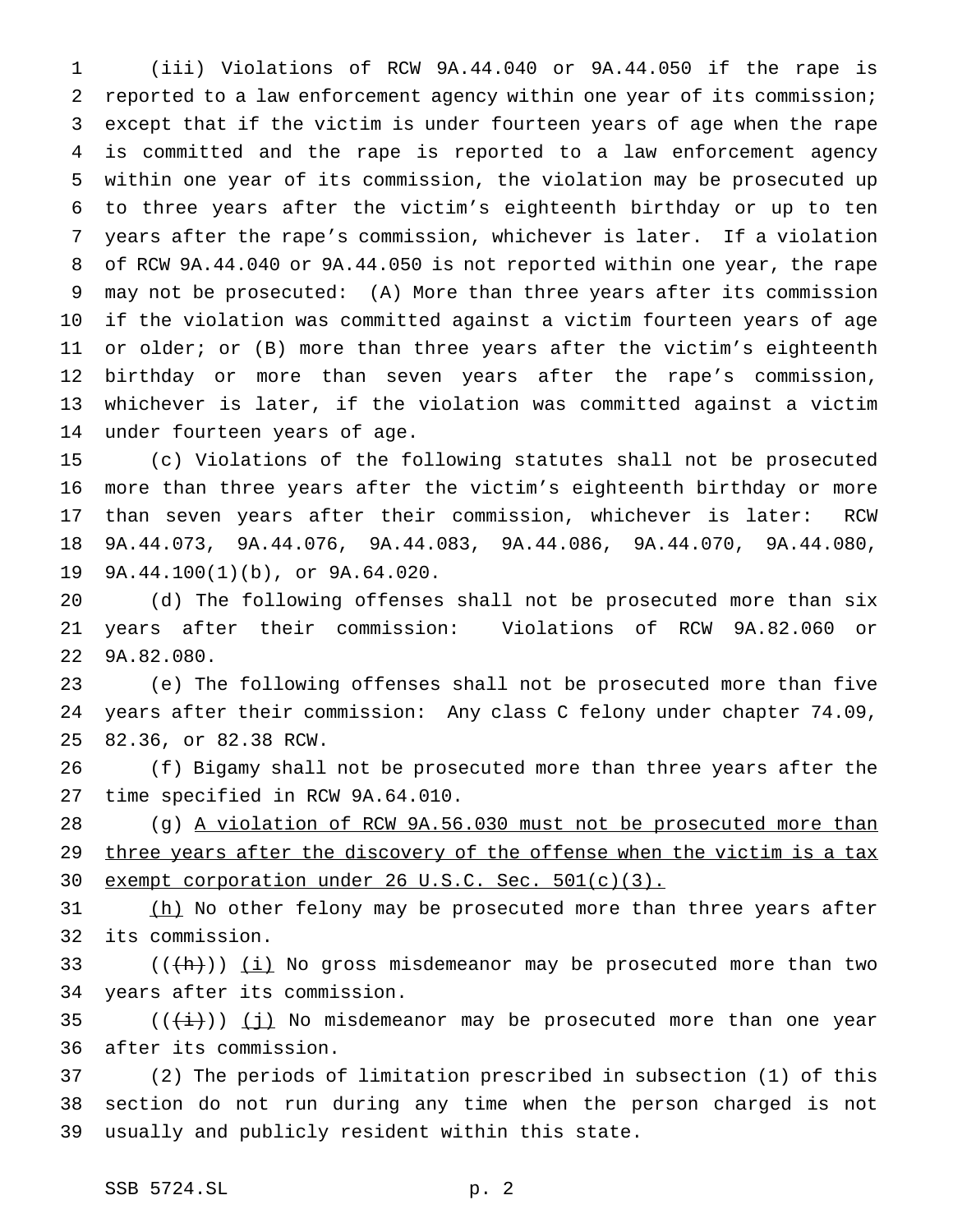(iii) Violations of RCW 9A.44.040 or 9A.44.050 if the rape is reported to a law enforcement agency within one year of its commission; except that if the victim is under fourteen years of age when the rape is committed and the rape is reported to a law enforcement agency within one year of its commission, the violation may be prosecuted up to three years after the victim's eighteenth birthday or up to ten years after the rape's commission, whichever is later. If a violation of RCW 9A.44.040 or 9A.44.050 is not reported within one year, the rape may not be prosecuted: (A) More than three years after its commission if the violation was committed against a victim fourteen years of age or older; or (B) more than three years after the victim's eighteenth birthday or more than seven years after the rape's commission, whichever is later, if the violation was committed against a victim under fourteen years of age.

(c) Violations of the following statutes shall not be prosecuted more than three years after the victim's eighteenth birthday or more than seven years after their commission, whichever is later: RCW 9A.44.073, 9A.44.076, 9A.44.083, 9A.44.086, 9A.44.070, 9A.44.080, 9A.44.100(1)(b), or 9A.64.020.

(d) The following offenses shall not be prosecuted more than six years after their commission: Violations of RCW 9A.82.060 or 9A.82.080.

(e) The following offenses shall not be prosecuted more than five years after their commission: Any class C felony under chapter 74.09, 82.36, or 82.38 RCW.

(f) Bigamy shall not be prosecuted more than three years after the time specified in RCW 9A.64.010.

(g) <u>A violation of RCW 9A.56.030 must not be prosecuted more than three years after the discovery of the offense when the victim is a tax exempt corporation under 26 U.S.C. Sec. 501(c)(3).</u>

<u>(h)</u> No other felony may be prosecuted more than three years after its commission.

((~~(h)~~)) <u>(i)</u> No gross misdemeanor may be prosecuted more than two years after its commission.

((~~(i)~~)) <u>(j)</u> No misdemeanor may be prosecuted more than one year after its commission.

(2) The periods of limitation prescribed in subsection (1) of this section do not run during any time when the person charged is not usually and publicly resident within this state.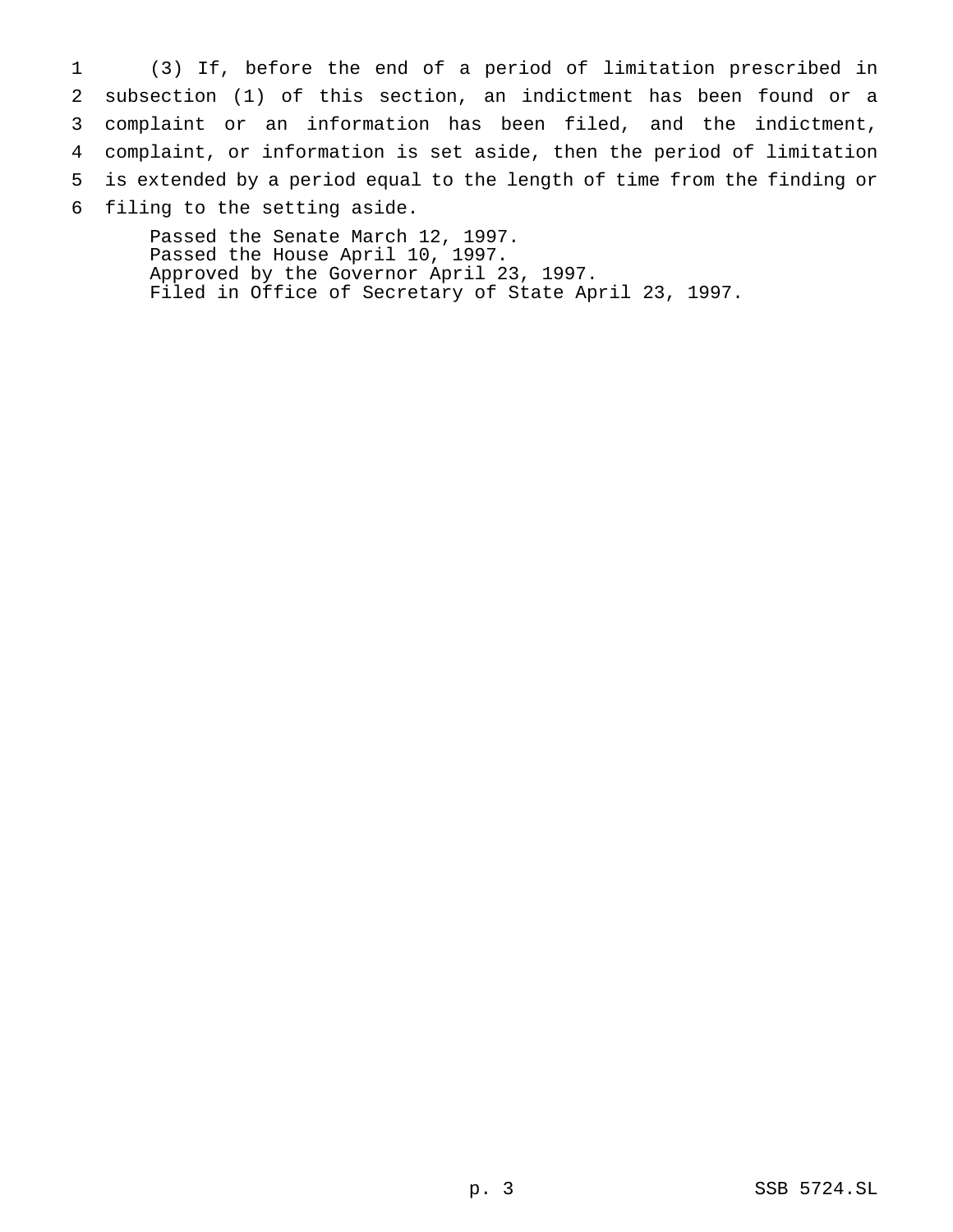(3) If, before the end of a period of limitation prescribed in subsection (1) of this section, an indictment has been found or a complaint or an information has been filed, and the indictment, complaint, or information is set aside, then the period of limitation is extended by a period equal to the length of time from the finding or filing to the setting aside.

Passed the Senate March 12, 1997.
Passed the House April 10, 1997.
Approved by the Governor April 23, 1997.
Filed in Office of Secretary of State April 23, 1997.